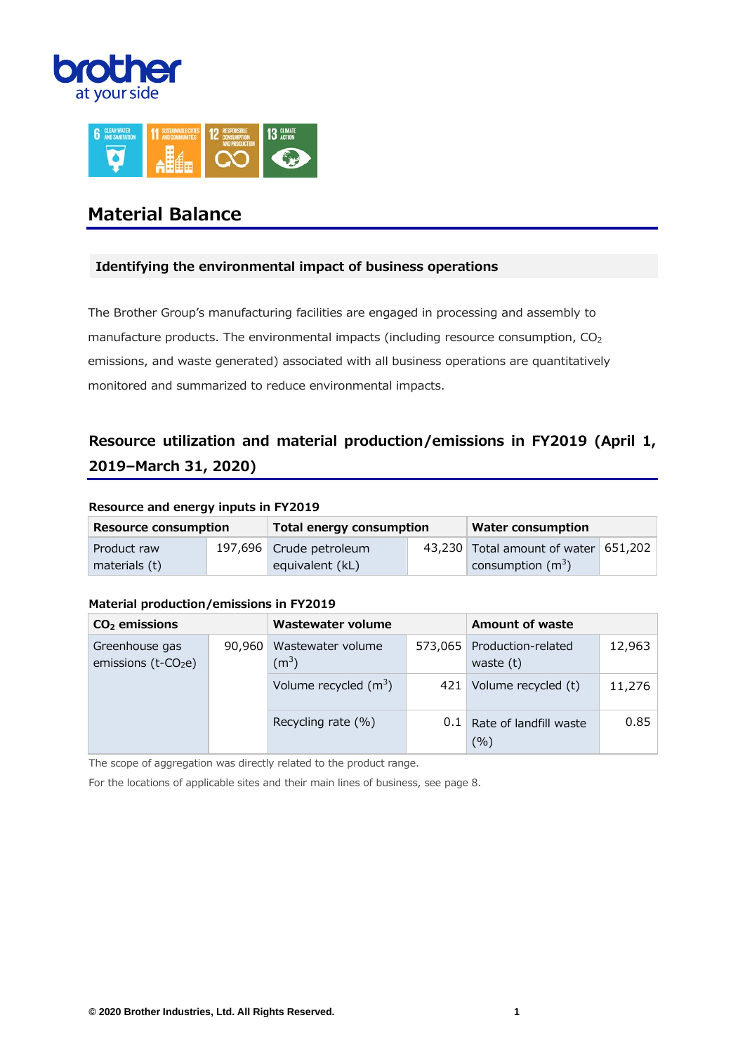# Material Balance

## Identifying the environmental impact of business operations

The Brother Group's manufacturing facilities are engaged in processing and assembly to manufacture products. The environmental impacts (including resource consumption, $CO_2$ emissions, and waste generated) associated with all business operations are quantitatively monitored and summarized to reduce environmental impacts.

## Resource utilization and material production/emissions in FY2019 (April 1, 2019–March 31, 2020)

**Resource and energy inputs in FY2019**

| Resource consumption | | Total energy consumption | | Water consumption | |
|---|---|---|---|---|---|
| Product raw materials (t) | 197,696 | Crude petroleum equivalent (kL) | 43,230 | Total amount of water consumption ($m^3$) | 651,202 |

**Material production/emissions in FY2019**

| $CO_2$ emissions | | Wastewater volume | | Amount of waste | |
|---|---|---|---|---|---|
| Greenhouse gas emissions (t-$CO_2$e) | 90,960 | Wastewater volume ($m^3$) | 573,065 | Production-related waste (t) | 12,963 |
| | | Volume recycled ($m^3$) | 421 | Volume recycled (t) | 11,276 |
| | | Recycling rate (%) | 0.1 | Rate of landfill waste (%) | 0.85 |

The scope of aggregation was directly related to the product range.

For the locations of applicable sites and their main lines of business, see page 8.

© 2020 Brother Industries, Ltd. All Rights Reserved.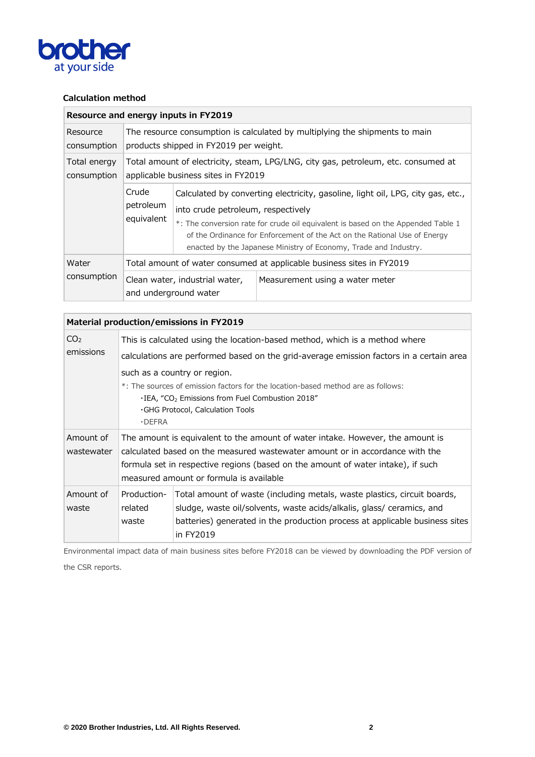### Calculation method

| Resource and energy inputs in FY2019 | | |
|---|---|---|
| Resource consumption | The resource consumption is calculated by multiplying the shipments to main products shipped in FY2019 per weight. | |
| Total energy consumption | Total amount of electricity, steam, LPG/LNG, city gas, petroleum, etc. consumed at applicable business sites in FY2019 | |
| | Crude petroleum equivalent | Calculated by converting electricity, gasoline, light oil, LPG, city gas, etc., into crude petroleum, respectively<br>*: The conversion rate for crude oil equivalent is based on the Appended Table 1 of the Ordinance for Enforcement of the Act on the Rational Use of Energy enacted by the Japanese Ministry of Economy, Trade and Industry. |
| Water consumption | Total amount of water consumed at applicable business sites in FY2019 | |
| | Clean water, industrial water, and underground water | Measurement using a water meter |

| Material production/emissions in FY2019 | | |
|---|---|---|
| $CO_2$ emissions | This is calculated using the location-based method, which is a method where calculations are performed based on the grid-average emission factors in a certain area such as a country or region.<br>*: The sources of emission factors for the location-based method are as follows:<br>・IEA, "$CO_2$ Emissions from Fuel Combustion 2018"<br>・GHG Protocol, Calculation Tools<br>・DEFRA | |
| Amount of wastewater | The amount is equivalent to the amount of water intake. However, the amount is calculated based on the measured wastewater amount or in accordance with the formula set in respective regions (based on the amount of water intake), if such measured amount or formula is available | |
| Amount of waste | Production-related waste | Total amount of waste (including metals, waste plastics, circuit boards, sludge, waste oil/solvents, waste acids/alkalis, glass/ ceramics, and batteries) generated in the production process at applicable business sites in FY2019 |

Environmental impact data of main business sites before FY2018 can be viewed by downloading the PDF version of the CSR reports.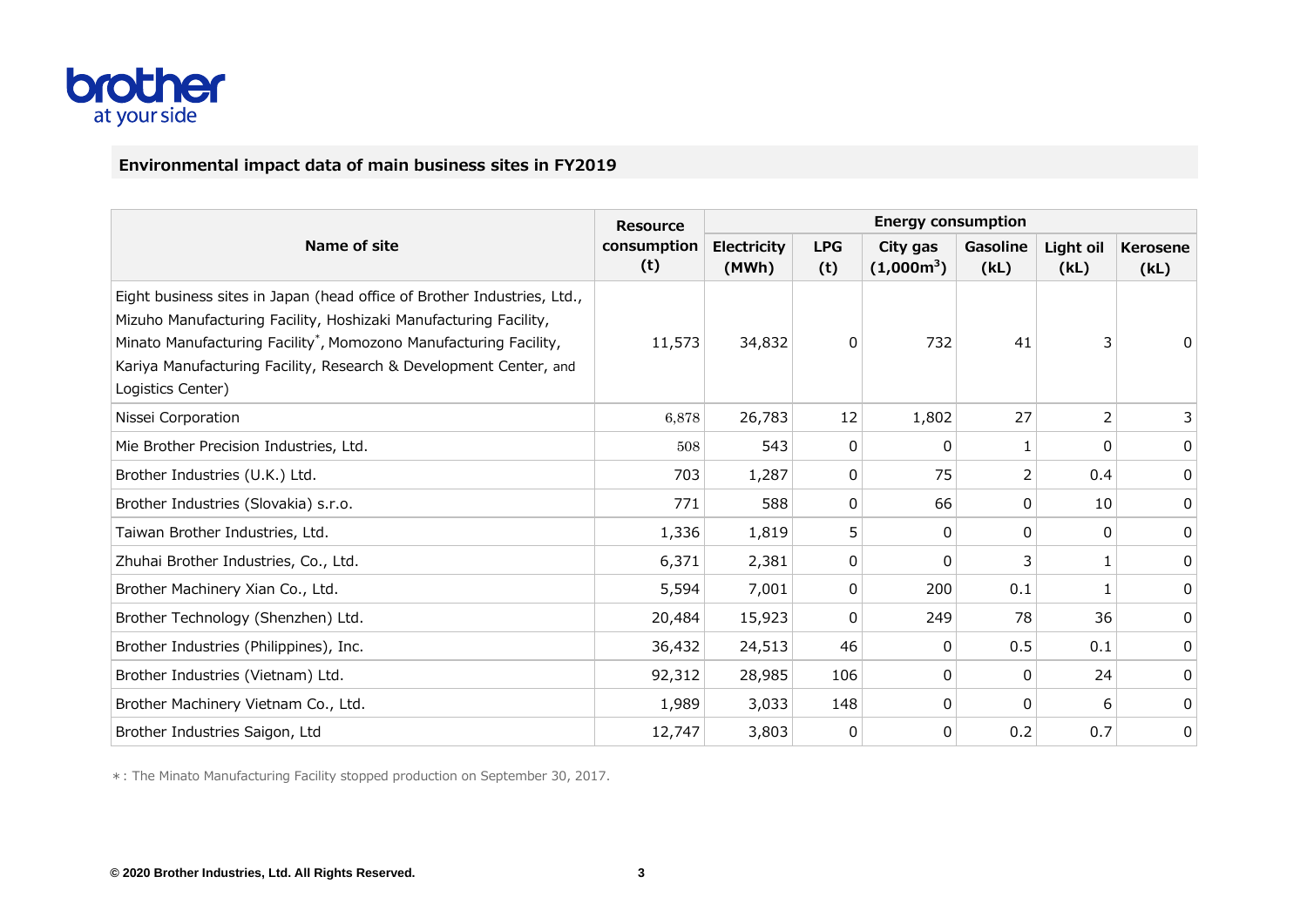## Environmental impact data of main business sites in FY2019

| Name of site | Resource consumption (t) | Energy consumption | | | | | |
|---|---|---|---|---|---|---|---|
| | | Electricity (MWh) | LPG (t) | City gas (1,000m³) | Gasoline (kL) | Light oil (kL) | Kerosene (kL) |
| Eight business sites in Japan (head office of Brother Industries, Ltd., Mizuho Manufacturing Facility, Hoshizaki Manufacturing Facility, Minato Manufacturing Facility*, Momozono Manufacturing Facility, Kariya Manufacturing Facility, Research & Development Center, and Logistics Center) | 11,573 | 34,832 | 0 | 732 | 41 | 3 | 0 |
| Nissei Corporation | 6,878 | 26,783 | 12 | 1,802 | 27 | 2 | 3 |
| Mie Brother Precision Industries, Ltd. | 508 | 543 | 0 | 0 | 1 | 0 | 0 |
| Brother Industries (U.K.) Ltd. | 703 | 1,287 | 0 | 75 | 2 | 0.4 | 0 |
| Brother Industries (Slovakia) s.r.o. | 771 | 588 | 0 | 66 | 0 | 10 | 0 |
| Taiwan Brother Industries, Ltd. | 1,336 | 1,819 | 5 | 0 | 0 | 0 | 0 |
| Zhuhai Brother Industries, Co., Ltd. | 6,371 | 2,381 | 0 | 0 | 3 | 1 | 0 |
| Brother Machinery Xian Co., Ltd. | 5,594 | 7,001 | 0 | 200 | 0.1 | 1 | 0 |
| Brother Technology (Shenzhen) Ltd. | 20,484 | 15,923 | 0 | 249 | 78 | 36 | 0 |
| Brother Industries (Philippines), Inc. | 36,432 | 24,513 | 46 | 0 | 0.5 | 0.1 | 0 |
| Brother Industries (Vietnam) Ltd. | 92,312 | 28,985 | 106 | 0 | 0 | 24 | 0 |
| Brother Machinery Vietnam Co., Ltd. | 1,989 | 3,033 | 148 | 0 | 0 | 6 | 0 |
| Brother Industries Saigon, Ltd | 12,747 | 3,803 | 0 | 0 | 0.2 | 0.7 | 0 |

*: The Minato Manufacturing Facility stopped production on September 30, 2017.

© 2020 Brother Industries, Ltd. All Rights Reserved.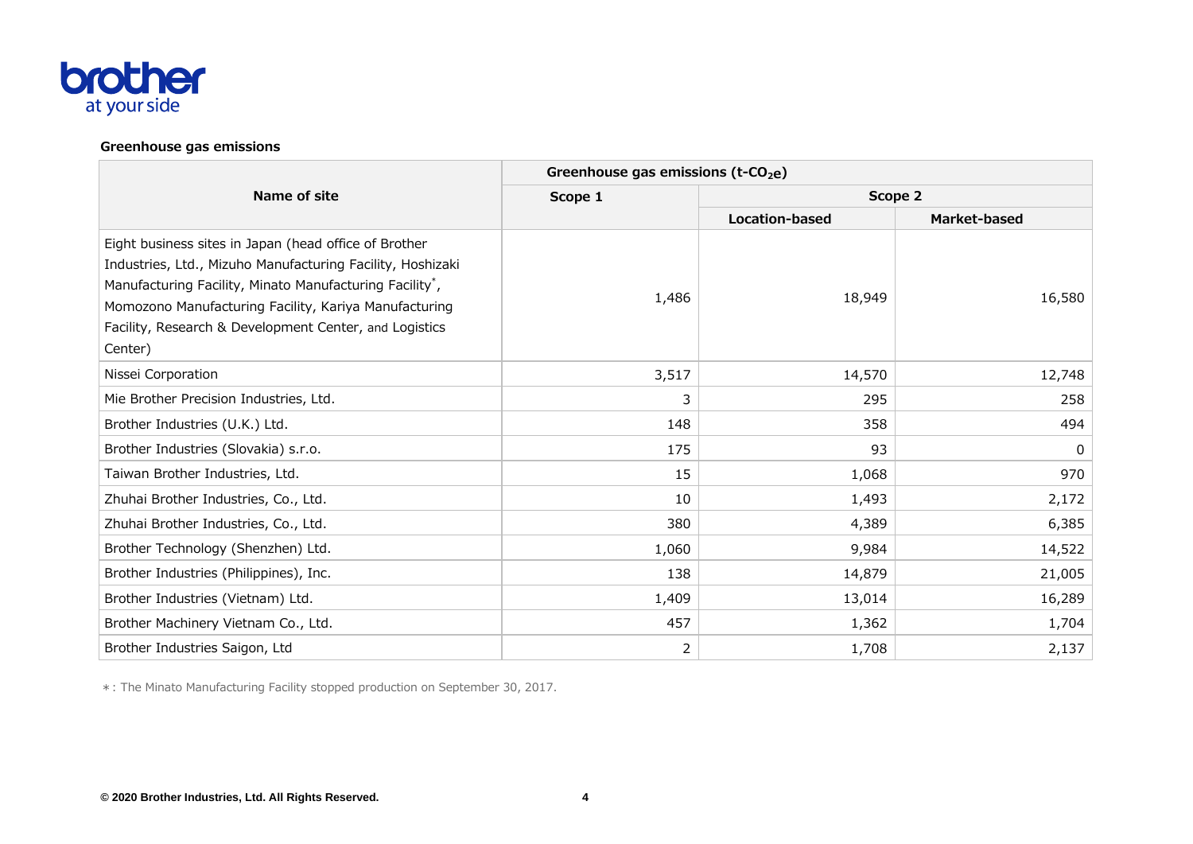**Greenhouse gas emissions**

| Name of site | Greenhouse gas emissions (t-$CO_2$e) | | |
|---|---|---|---|
| | Scope 1 | Scope 2 | |
| | | Location-based | Market-based |
| Eight business sites in Japan (head office of Brother Industries, Ltd., Mizuho Manufacturing Facility, Hoshizaki Manufacturing Facility, Minato Manufacturing Facility*, Momozono Manufacturing Facility, Kariya Manufacturing Facility, Research & Development Center, and Logistics Center) | 1,486 | 18,949 | 16,580 |
| Nissei Corporation | 3,517 | 14,570 | 12,748 |
| Mie Brother Precision Industries, Ltd. | 3 | 295 | 258 |
| Brother Industries (U.K.) Ltd. | 148 | 358 | 494 |
| Brother Industries (Slovakia) s.r.o. | 175 | 93 | 0 |
| Taiwan Brother Industries, Ltd. | 15 | 1,068 | 970 |
| Zhuhai Brother Industries, Co., Ltd. | 10 | 1,493 | 2,172 |
| Zhuhai Brother Industries, Co., Ltd. | 380 | 4,389 | 6,385 |
| Brother Technology (Shenzhen) Ltd. | 1,060 | 9,984 | 14,522 |
| Brother Industries (Philippines), Inc. | 138 | 14,879 | 21,005 |
| Brother Industries (Vietnam) Ltd. | 1,409 | 13,014 | 16,289 |
| Brother Machinery Vietnam Co., Ltd. | 457 | 1,362 | 1,704 |
| Brother Industries Saigon, Ltd | 2 | 1,708 | 2,137 |

＊: The Minato Manufacturing Facility stopped production on September 30, 2017.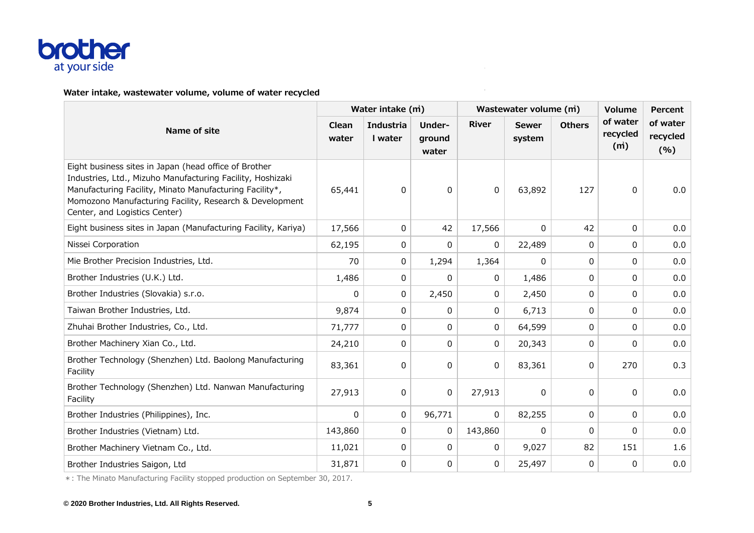### Water intake, wastewater volume, volume of water recycled

| Name of site | Water intake (㎥) | | | Wastewater volume (㎥) | | | Volume of water recycled (㎥) | Percent of water recycled (%) |
|---|---|---|---|---|---|---|---|---|
| | Clean water | Industrial water | Under-ground water | River | Sewer system | Others | | |
| Eight business sites in Japan (head office of Brother Industries, Ltd., Mizuho Manufacturing Facility, Hoshizaki Manufacturing Facility, Minato Manufacturing Facility*, Momozono Manufacturing Facility, Research & Development Center, and Logistics Center) | 65,441 | 0 | 0 | 0 | 63,892 | 127 | 0 | 0.0 |
| Eight business sites in Japan (Manufacturing Facility, Kariya) | 17,566 | 0 | 42 | 17,566 | 0 | 42 | 0 | 0.0 |
| Nissei Corporation | 62,195 | 0 | 0 | 0 | 22,489 | 0 | 0 | 0.0 |
| Mie Brother Precision Industries, Ltd. | 70 | 0 | 1,294 | 1,364 | 0 | 0 | 0 | 0.0 |
| Brother Industries (U.K.) Ltd. | 1,486 | 0 | 0 | 0 | 1,486 | 0 | 0 | 0.0 |
| Brother Industries (Slovakia) s.r.o. | 0 | 0 | 2,450 | 0 | 2,450 | 0 | 0 | 0.0 |
| Taiwan Brother Industries, Ltd. | 9,874 | 0 | 0 | 0 | 6,713 | 0 | 0 | 0.0 |
| Zhuhai Brother Industries, Co., Ltd. | 71,777 | 0 | 0 | 0 | 64,599 | 0 | 0 | 0.0 |
| Brother Machinery Xian Co., Ltd. | 24,210 | 0 | 0 | 0 | 20,343 | 0 | 0 | 0.0 |
| Brother Technology (Shenzhen) Ltd. Baolong Manufacturing Facility | 83,361 | 0 | 0 | 0 | 83,361 | 0 | 270 | 0.3 |
| Brother Technology (Shenzhen) Ltd. Nanwan Manufacturing Facility | 27,913 | 0 | 0 | 27,913 | 0 | 0 | 0 | 0.0 |
| Brother Industries (Philippines), Inc. | 0 | 0 | 96,771 | 0 | 82,255 | 0 | 0 | 0.0 |
| Brother Industries (Vietnam) Ltd. | 143,860 | 0 | 0 | 143,860 | 0 | 0 | 0 | 0.0 |
| Brother Machinery Vietnam Co., Ltd. | 11,021 | 0 | 0 | 0 | 9,027 | 82 | 151 | 1.6 |
| Brother Industries Saigon, Ltd | 31,871 | 0 | 0 | 0 | 25,497 | 0 | 0 | 0.0 |

*: The Minato Manufacturing Facility stopped production on September 30, 2017.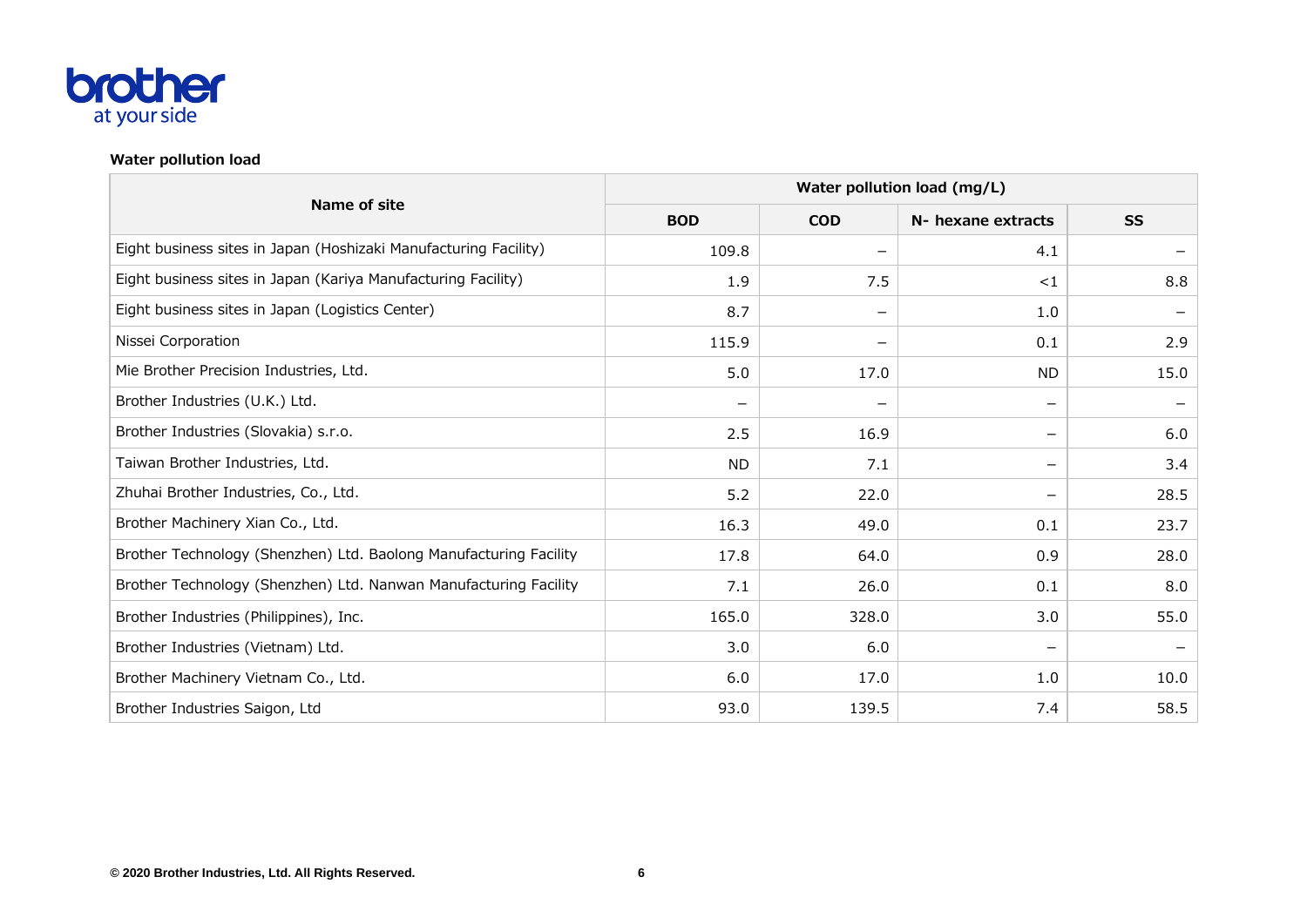**Water pollution load**

| Name of site | Water pollution load (mg/L) | | | |
|---|---|---|---|---|
| | BOD | COD | N- hexane extracts | SS |
| Eight business sites in Japan (Hoshizaki Manufacturing Facility) | 109.8 | – | 4.1 | – |
| Eight business sites in Japan (Kariya Manufacturing Facility) | 1.9 | 7.5 | <1 | 8.8 |
| Eight business sites in Japan (Logistics Center) | 8.7 | – | 1.0 | – |
| Nissei Corporation | 115.9 | – | 0.1 | 2.9 |
| Mie Brother Precision Industries, Ltd. | 5.0 | 17.0 | ND | 15.0 |
| Brother Industries (U.K.) Ltd. | – | – | – | – |
| Brother Industries (Slovakia) s.r.o. | 2.5 | 16.9 | – | 6.0 |
| Taiwan Brother Industries, Ltd. | ND | 7.1 | – | 3.4 |
| Zhuhai Brother Industries, Co., Ltd. | 5.2 | 22.0 | – | 28.5 |
| Brother Machinery Xian Co., Ltd. | 16.3 | 49.0 | 0.1 | 23.7 |
| Brother Technology (Shenzhen) Ltd. Baolong Manufacturing Facility | 17.8 | 64.0 | 0.9 | 28.0 |
| Brother Technology (Shenzhen) Ltd. Nanwan Manufacturing Facility | 7.1 | 26.0 | 0.1 | 8.0 |
| Brother Industries (Philippines), Inc. | 165.0 | 328.0 | 3.0 | 55.0 |
| Brother Industries (Vietnam) Ltd. | 3.0 | 6.0 | – | – |
| Brother Machinery Vietnam Co., Ltd. | 6.0 | 17.0 | 1.0 | 10.0 |
| Brother Industries Saigon, Ltd | 93.0 | 139.5 | 7.4 | 58.5 |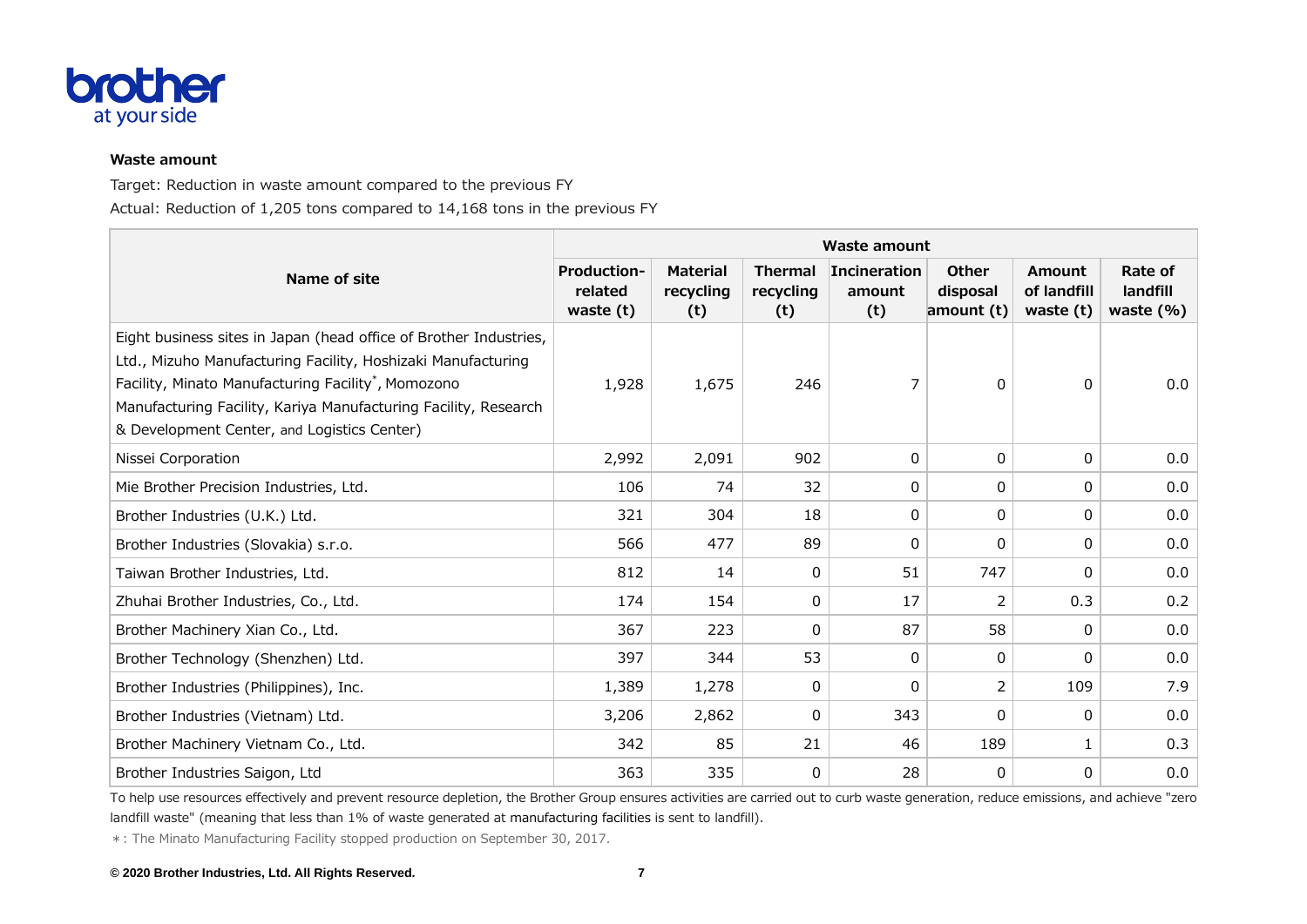**Waste amount**

Target: Reduction in waste amount compared to the previous FY

Actual: Reduction of 1,205 tons compared to 14,168 tons in the previous FY

| Name of site | Waste amount | | | | | | |
|---|---|---|---|---|---|---|---|
| | Production-related waste (t) | Material recycling (t) | Thermal recycling (t) | Incineration amount (t) | Other disposal amount (t) | Amount of landfill waste (t) | Rate of landfill waste (%) |
| Eight business sites in Japan (head office of Brother Industries, Ltd., Mizuho Manufacturing Facility, Hoshizaki Manufacturing Facility, Minato Manufacturing Facility*, Momozono Manufacturing Facility, Kariya Manufacturing Facility, Research & Development Center, and Logistics Center) | 1,928 | 1,675 | 246 | 7 | 0 | 0 | 0.0 |
| Nissei Corporation | 2,992 | 2,091 | 902 | 0 | 0 | 0 | 0.0 |
| Mie Brother Precision Industries, Ltd. | 106 | 74 | 32 | 0 | 0 | 0 | 0.0 |
| Brother Industries (U.K.) Ltd. | 321 | 304 | 18 | 0 | 0 | 0 | 0.0 |
| Brother Industries (Slovakia) s.r.o. | 566 | 477 | 89 | 0 | 0 | 0 | 0.0 |
| Taiwan Brother Industries, Ltd. | 812 | 14 | 0 | 51 | 747 | 0 | 0.0 |
| Zhuhai Brother Industries, Co., Ltd. | 174 | 154 | 0 | 17 | 2 | 0.3 | 0.2 |
| Brother Machinery Xian Co., Ltd. | 367 | 223 | 0 | 87 | 58 | 0 | 0.0 |
| Brother Technology (Shenzhen) Ltd. | 397 | 344 | 53 | 0 | 0 | 0 | 0.0 |
| Brother Industries (Philippines), Inc. | 1,389 | 1,278 | 0 | 0 | 2 | 109 | 7.9 |
| Brother Industries (Vietnam) Ltd. | 3,206 | 2,862 | 0 | 343 | 0 | 0 | 0.0 |
| Brother Machinery Vietnam Co., Ltd. | 342 | 85 | 21 | 46 | 189 | 1 | 0.3 |
| Brother Industries Saigon, Ltd | 363 | 335 | 0 | 28 | 0 | 0 | 0.0 |

To help use resources effectively and prevent resource depletion, the Brother Group ensures activities are carried out to curb waste generation, reduce emissions, and achieve "zero landfill waste" (meaning that less than 1% of waste generated at manufacturing facilities is sent to landfill).

*: The Minato Manufacturing Facility stopped production on September 30, 2017.

© 2020 Brother Industries, Ltd. All Rights Reserved.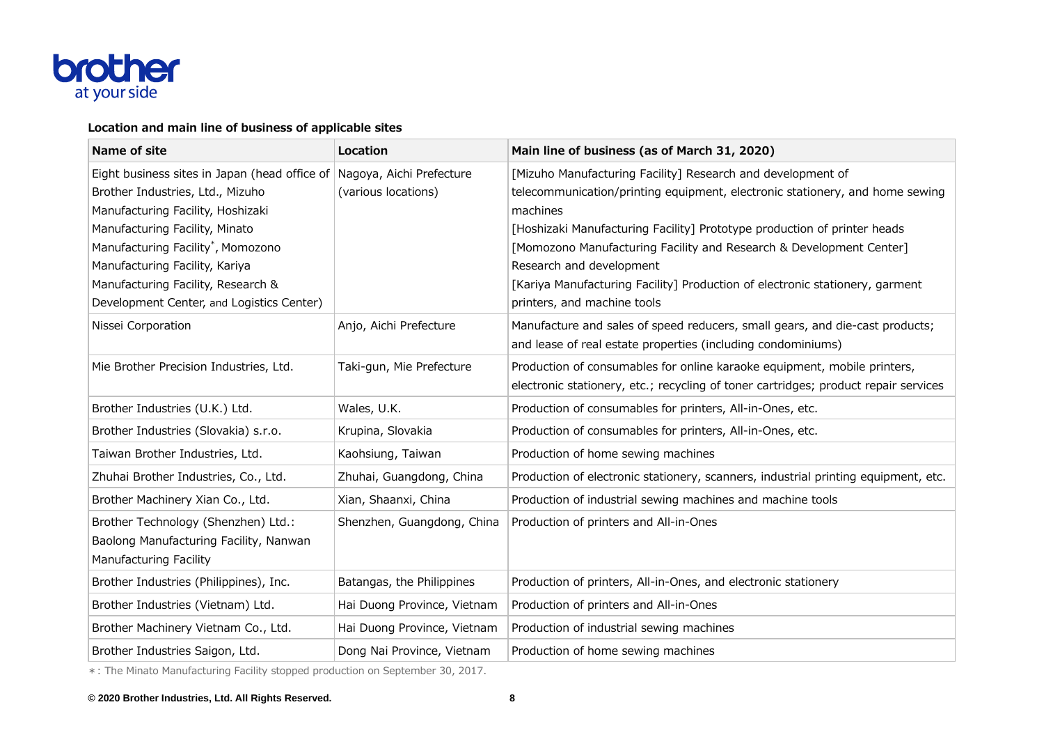**Location and main line of business of applicable sites**

| Name of site | Location | Main line of business (as of March 31, 2020) |
|---|---|---|
| Eight business sites in Japan (head office of Brother Industries, Ltd., Mizuho Manufacturing Facility, Hoshizaki Manufacturing Facility, Minato Manufacturing Facility*, Momozono Manufacturing Facility, Kariya Manufacturing Facility, Research & Development Center, and Logistics Center) | Nagoya, Aichi Prefecture (various locations) | [Mizuho Manufacturing Facility] Research and development of telecommunication/printing equipment, electronic stationery, and home sewing machines [Hoshizaki Manufacturing Facility] Prototype production of printer heads [Momozono Manufacturing Facility and Research & Development Center] Research and development [Kariya Manufacturing Facility] Production of electronic stationery, garment printers, and machine tools |
| Nissei Corporation | Anjo, Aichi Prefecture | Manufacture and sales of speed reducers, small gears, and die-cast products; and lease of real estate properties (including condominiums) |
| Mie Brother Precision Industries, Ltd. | Taki-gun, Mie Prefecture | Production of consumables for online karaoke equipment, mobile printers, electronic stationery, etc.; recycling of toner cartridges; product repair services |
| Brother Industries (U.K.) Ltd. | Wales, U.K. | Production of consumables for printers, All-in-Ones, etc. |
| Brother Industries (Slovakia) s.r.o. | Krupina, Slovakia | Production of consumables for printers, All-in-Ones, etc. |
| Taiwan Brother Industries, Ltd. | Kaohsiung, Taiwan | Production of home sewing machines |
| Zhuhai Brother Industries, Co., Ltd. | Zhuhai, Guangdong, China | Production of electronic stationery, scanners, industrial printing equipment, etc. |
| Brother Machinery Xian Co., Ltd. | Xian, Shaanxi, China | Production of industrial sewing machines and machine tools |
| Brother Technology (Shenzhen) Ltd.: Baolong Manufacturing Facility, Nanwan Manufacturing Facility | Shenzhen, Guangdong, China | Production of printers and All-in-Ones |
| Brother Industries (Philippines), Inc. | Batangas, the Philippines | Production of printers, All-in-Ones, and electronic stationery |
| Brother Industries (Vietnam) Ltd. | Hai Duong Province, Vietnam | Production of printers and All-in-Ones |
| Brother Machinery Vietnam Co., Ltd. | Hai Duong Province, Vietnam | Production of industrial sewing machines |
| Brother Industries Saigon, Ltd. | Dong Nai Province, Vietnam | Production of home sewing machines |

*: The Minato Manufacturing Facility stopped production on September 30, 2017.

© 2020 Brother Industries, Ltd. All Rights Reserved.